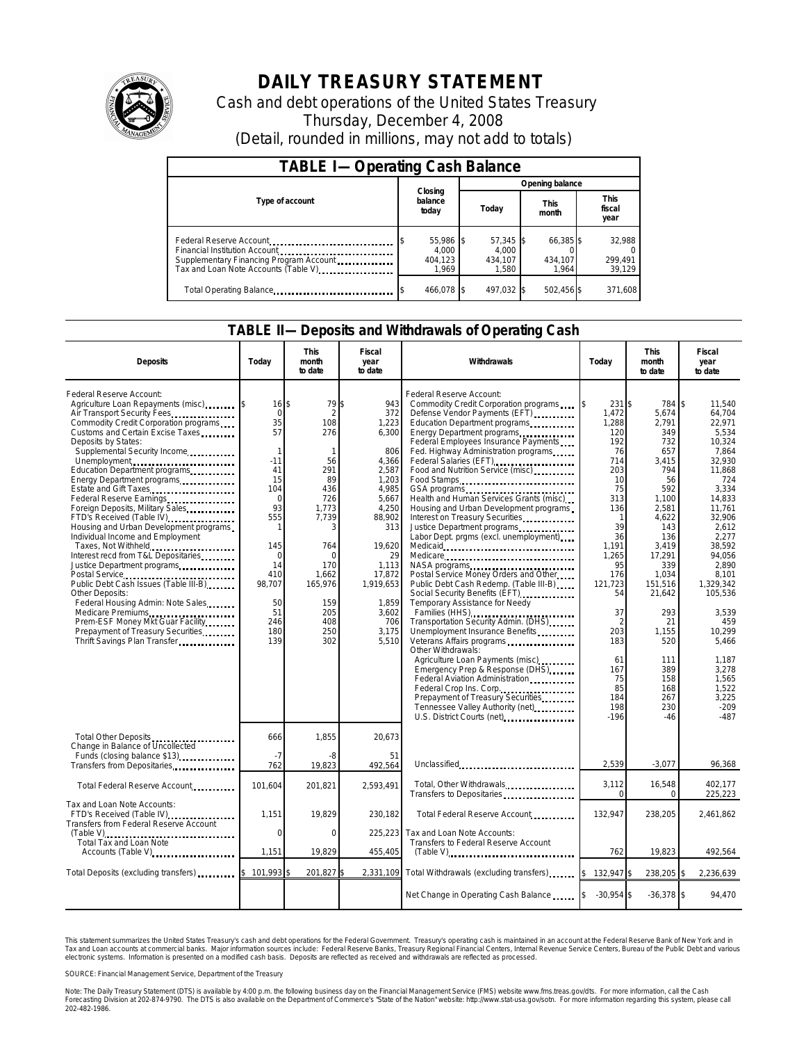# DAILY TREASURY STATEMENT

Cash and debt operations of the United States Treasury

Thursday, December 4, 2008

(Detail, rounded in millions, may not add to totals)

## TABLE I—Operating Cash Balance

| Type of account | Closing balance today | Opening balance Today | Opening balance This month | Opening balance This fiscal year |
|---|---|---|---|---|
| Federal Reserve Account | $ 55,986 | $ 57,345 | $ 66,385 | $ 32,988 |
| Financial Institution Account | 4,000 | 4,000 | 0 | 0 |
| Supplementary Financing Program Account | 404,123 | 434,107 | 434,107 | 299,491 |
| Tax and Loan Note Accounts (Table V) | 1,969 | 1,580 | 1,964 | 39,129 |
| Total Operating Balance | $ 466,078 | $ 497,032 | $ 502,456 | $ 371,608 |

## TABLE II—Deposits and Withdrawals of Operating Cash

| Deposits | Today | This month to date | Fiscal year to date | Withdrawals | Today | This month to date | Fiscal year to date |
|---|---|---|---|---|---|---|---|
| Federal Reserve Account: | | | | Federal Reserve Account: | | | |
| Agriculture Loan Repayments (misc) | $ 16 | $ 79 | $ 943 | Commodity Credit Corporation programs | $ 231 | $ 784 | $ 11,540 |
| Air Transport Security Fees | 0 | 2 | 372 | Defense Vendor Payments (EFT) | 1,472 | 5,674 | 64,704 |
| Commodity Credit Corporation programs | 35 | 108 | 1,223 | Education Department programs | 1,288 | 2,791 | 22,971 |
| Customs and Certain Excise Taxes | 57 | 276 | 6,300 | Energy Department programs | 120 | 349 | 5,534 |
| Deposits by States: | | | | Federal Employees Insurance Payments | 192 | 732 | 10,324 |
| Supplemental Security Income | 1 | 1 | 806 | Fed. Highway Administration programs | 76 | 657 | 7,864 |
| Unemployment | -11 | 56 | 4,366 | Federal Salaries (EFT) | 714 | 3,415 | 32,930 |
| Education Department programs | 41 | 291 | 2,587 | Food and Nutrition Service (misc) | 203 | 794 | 11,868 |
| Energy Department programs | 15 | 89 | 1,203 | Food Stamps | 10 | 56 | 724 |
| Estate and Gift Taxes | 104 | 436 | 4,985 | GSA programs | 75 | 592 | 3,334 |
| Federal Reserve Earnings | 0 | 726 | 5,667 | Health and Human Services Grants (misc) | 313 | 1,100 | 14,833 |
| Foreign Deposits, Military Sales | 93 | 1,773 | 4,250 | Housing and Urban Development programs | 136 | 2,581 | 11,761 |
| FTD's Received (Table IV) | 555 | 7,739 | 88,902 | Interest on Treasury Securities | 1 | 4,622 | 32,906 |
| Housing and Urban Development programs | 1 | 3 | 313 | Justice Department programs | 39 | 143 | 2,612 |
| Individual Income and Employment | | | | Labor Dept. prgms (excl. unemployment) | 36 | 136 | 2,277 |
| Taxes, Not Withheld | 145 | 764 | 19,620 | Medicaid | 1,191 | 3,419 | 38,592 |
| Interest recd from T&L Depositaries | 0 | 0 | 29 | Medicare | 1,265 | 17,291 | 94,056 |
| Justice Department programs | 14 | 170 | 1,113 | NASA programs | 95 | 339 | 2,890 |
| Postal Service | 410 | 1,662 | 17,872 | Postal Service Money Orders and Other | 176 | 1,034 | 8,101 |
| Public Debt Cash Issues (Table III-B) | 98,707 | 165,976 | 1,919,653 | Public Debt Cash Redemp. (Table III-B) | 121,723 | 151,516 | 1,329,342 |
| Other Deposits: | | | | Social Security Benefits (EFT) | 54 | 21,642 | 105,536 |
| Federal Housing Admin: Note Sales | 50 | 159 | 1,859 | Temporary Assistance for Needy | | | |
| Medicare Premiums | 51 | 205 | 3,602 | Families (HHS) | 37 | 293 | 3,539 |
| Prem-ESF Money Mkt Guar Facility | 246 | 408 | 706 | Transportation Security Admin. (DHS) | 2 | 21 | 459 |
| Prepayment of Treasury Securities | 180 | 250 | 3,175 | Unemployment Insurance Benefits | 203 | 1,155 | 10,299 |
| Thrift Savings Plan Transfer | 139 | 302 | 5,510 | Veterans Affairs programs | 183 | 520 | 5,466 |
| | | | | Other Withdrawals: | | | |
| | | | | Agriculture Loan Payments (misc) | 61 | 111 | 1,187 |
| | | | | Emergency Prep & Response (DHS) | 167 | 389 | 3,278 |
| | | | | Federal Aviation Administration | 75 | 158 | 1,565 |
| | | | | Federal Crop Ins. Corp. | 85 | 168 | 1,522 |
| | | | | Prepayment of Treasury Securities | 184 | 267 | 3,225 |
| | | | | Tennessee Valley Authority (net) | 198 | 230 | -209 |
| | | | | U.S. District Courts (net) | -196 | -46 | -487 |
| Total Other Deposits | 666 | 1,855 | 20,673 | | | | |
| Change in Balance of Uncollected Funds (closing balance $13) | -7 | -8 | 51 | | | | |
| Transfers from Depositaries | 762 | 19,823 | 492,564 | Unclassified | 2,539 | -3,077 | 96,368 |
| Total Federal Reserve Account | 101,604 | 201,821 | 2,593,491 | Total, Other Withdrawals | 3,112 | 16,548 | 402,177 |
| | | | | Transfers to Depositaries | 0 | 0 | 225,223 |
| Tax and Loan Note Accounts: | | | | Total Federal Reserve Account | 132,947 | 238,205 | 2,461,862 |
| FTD's Received (Table IV) | 1,151 | 19,829 | 230,182 | Tax and Loan Note Accounts: | | | |
| Transfers from Federal Reserve Account (Table V) | 0 | 0 | 225,223 | Transfers to Federal Reserve Account (Table V) | 762 | 19,823 | 492,564 |
| Total Tax and Loan Note Accounts (Table V) | 1,151 | 19,829 | 455,405 | | | | |
| Total Deposits (excluding transfers) | $ 101,993 | $ 201,827 | $ 2,331,109 | Total Withdrawals (excluding transfers) | $ 132,947 | $ 238,205 | $ 2,236,639 |
| | | | | Net Change in Operating Cash Balance | $ -30,954 | $ -36,378 | $ 94,470 |

This statement summarizes the United States Treasury's cash and debt operations for the Federal Government. Treasury's operating cash is maintained in an account at the Federal Reserve Bank of New York and in Tax and Loan accounts at commercial banks. Major information sources include: Federal Reserve Banks, Treasury Regional Financial Centers, Internal Revenue Service Centers, Bureau of the Public Debt and various electronic systems. Information is presented on a modified cash basis. Deposits are reflected as received and withdrawals are reflected as processed.

SOURCE: Financial Management Service, Department of the Treasury

Note: The Daily Treasury Statement (DTS) is available by 4:00 p.m. the following business day on the Financial Management Service (FMS) website www.fms.treas.gov/dts. For more information, call the Cash Forecasting Division at 202-874-9790. The DTS is also available on the Department of Commerce's "State of the Nation" website: http://www.stat-usa.gov/sotn. For more information regarding this system, please call 202-482-1986.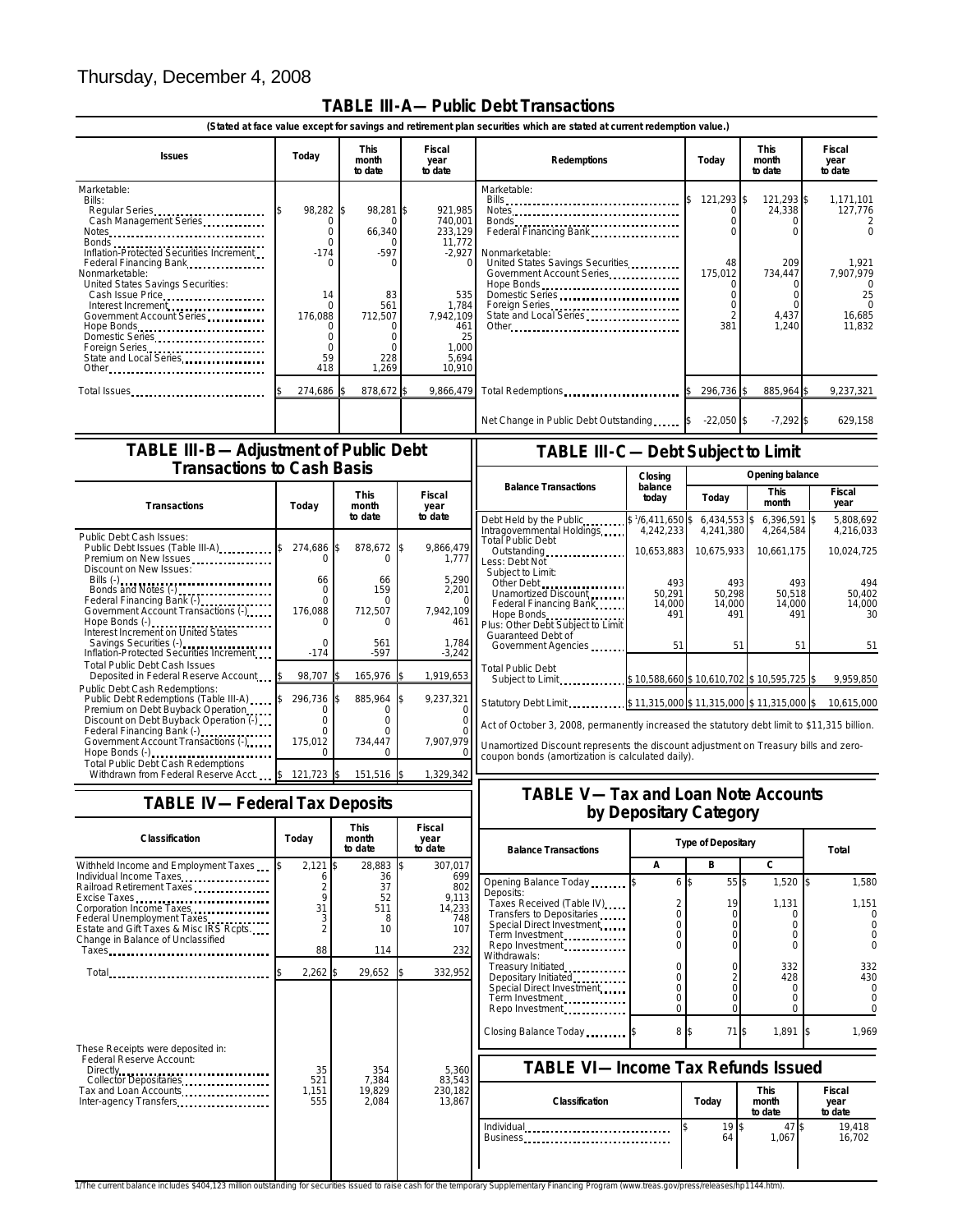Thursday, December 4, 2008

## TABLE III-A— Public Debt Transactions

(Stated at face value except for savings and retirement plan securities which are stated at current redemption value.)

| Issues | Today | This month to date | Fiscal year to date |
|---|---|---|---|
| Marketable: | | | |
| Bills: | | | |
| Regular Series | $ 98,282 | $ 98,281 | $ 921,985 |
| Cash Management Series | 0 | 0 | 740,001 |
| Notes | 0 | 66,340 | 233,129 |
| Bonds | 0 | 0 | 11,772 |
| Inflation-Protected Securities Increment | -174 | -597 | -2,927 |
| Federal Financing Bank | 0 | 0 | 0 |
| Nonmarketable: | | | |
| United States Savings Securities: | | | |
| Cash Issue Price | 14 | 83 | 535 |
| Interest Increment | 0 | 561 | 1,784 |
| Government Account Series | 176,088 | 712,507 | 7,942,109 |
| Hope Bonds | 0 | 0 | 461 |
| Domestic Series | 0 | 0 | 25 |
| Foreign Series | 0 | 0 | 1,000 |
| State and Local Series | 59 | 228 | 5,694 |
| Other | 418 | 1,269 | 10,910 |
| Total Issues | $ 274,686 | $ 878,672 | $ 9,866,479 |

| Redemptions | Today | This month to date | Fiscal year to date |
|---|---|---|---|
| Marketable: | | | |
| Bills | $ 121,293 | $ 121,293 | $ 1,171,101 |
| Notes | 0 | 24,338 | 127,776 |
| Bonds | 0 | 0 | 2 |
| Federal Financing Bank | 0 | 0 | 0 |
| Nonmarketable: | | | |
| United States Savings Securities | 48 | 209 | 1,921 |
| Government Account Series | 175,012 | 734,447 | 7,907,979 |
| Hope Bonds | 0 | 0 | 0 |
| Domestic Series | 0 | 0 | 25 |
| Foreign Series | 0 | 0 | 0 |
| State and Local Series | 2 | 4,437 | 16,685 |
| Other | 381 | 1,240 | 11,832 |
| Total Redemptions | $ 296,736 | $ 885,964 | $ 9,237,321 |
| Net Change in Public Debt Outstanding | $ -22,050 | $ -7,292 | $ 629,158 |

## TABLE III-B— Adjustment of Public Debt Transactions to Cash Basis

| Transactions | Today | This month to date | Fiscal year to date |
|---|---|---|---|
| Public Debt Cash Issues: | | | |
| Public Debt Issues (Table III-A) | $ 274,686 | $ 878,672 | $ 9,866,479 |
| Premium on New Issues | 0 | 0 | 1,777 |
| Discount on New Issues: | | | |
| Bills (-) | 66 | 66 | 5,290 |
| Bonds and Notes (-) | 0 | 159 | 2,201 |
| Federal Financing Bank (-) | 0 | 0 | 0 |
| Government Account Transactions (-) | 176,088 | 712,507 | 7,942,109 |
| Hope Bonds (-) | 0 | 0 | 461 |
| Interest Increment on United States Savings Securities (-) | 0 | 561 | 1,784 |
| Inflation-Protected Securities Increment | -174 | -597 | -3,242 |
| Total Public Debt Cash Issues Deposited in Federal Reserve Account | $ 98,707 | $ 165,976 | $ 1,919,653 |
| Public Debt Cash Redemptions: | | | |
| Public Debt Redemptions (Table III-A) | $ 296,736 | $ 885,964 | $ 9,237,321 |
| Premium on Debt Buyback Operation | 0 | 0 | 0 |
| Discount on Debt Buyback Operation (-) | 0 | 0 | 0 |
| Federal Financing Bank (-) | 0 | 0 | 0 |
| Government Account Transactions (-) | 175,012 | 734,447 | 7,907,979 |
| Hope Bonds (-) | 0 | 0 | 0 |
| Total Public Debt Cash Redemptions Withdrawn from Federal Reserve Acct. | $ 121,723 | $ 151,516 | $ 1,329,342 |

## TABLE III-C— Debt Subject to Limit

| Balance Transactions | Closing balance today | Opening balance Today | This month | Fiscal year |
|---|---|---|---|---|
| Debt Held by the Public | $ [1]6,411,650 | $ 6,434,553 | $ 6,396,591 | $ 5,808,692 |
| Intragovernmental Holdings | 4,242,233 | 4,241,380 | 4,264,584 | 4,216,033 |
| Total Public Debt Outstanding | 10,653,883 | 10,675,933 | 10,661,175 | 10,024,725 |
| Less: Debt Not Subject to Limit: | | | | |
| Other Debt | 493 | 493 | 493 | 494 |
| Unamortized Discount | 50,291 | 50,298 | 50,518 | 50,402 |
| Federal Financing Bank | 14,000 | 14,000 | 14,000 | 14,000 |
| Hope Bonds | 491 | 491 | 491 | 30 |
| Plus: Other Debt Subject to Limit | | | | |
| Guaranteed Debt of Government Agencies | 51 | 51 | 51 | 51 |
| Total Public Debt Subject to Limit | $ 10,588,660 | $ 10,610,702 | $ 10,595,725 | $ 9,959,850 |
| Statutory Debt Limit | $ 11,315,000 | $ 11,315,000 | $ 11,315,000 | $ 10,615,000 |

Act of October 3, 2008, permanently increased the statutory debt limit to $11,315 billion.

Unamortized Discount represents the discount adjustment on Treasury bills and zero-coupon bonds (amortization is calculated daily).

## TABLE IV— Federal Tax Deposits

| Classification | Today | This month to date | Fiscal year to date |
|---|---|---|---|
| Withheld Income and Employment Taxes | $ 2,121 | $ 28,883 | $ 307,017 |
| Individual Income Taxes | 6 | 36 | 699 |
| Railroad Retirement Taxes | 2 | 37 | 802 |
| Excise Taxes | 9 | 52 | 9,113 |
| Corporation Income Taxes | 31 | 511 | 14,233 |
| Federal Unemployment Taxes | 3 | 8 | 748 |
| Estate and Gift Taxes & Misc IRS Rcpts. | 2 | 10 | 107 |
| Change in Balance of Unclassified Taxes | 88 | 114 | 232 |
| Total | $ 2,262 | $ 29,652 | $ 332,952 |
| These Receipts were deposited in: | | | |
| Federal Reserve Account: | | | |
| Directly | 35 | 354 | 5,360 |
| Collector Depositaries | 521 | 7,384 | 83,543 |
| Tax and Loan Accounts | 1,151 | 19,829 | 230,182 |
| Inter-agency Transfers | 555 | 2,084 | 13,867 |

## TABLE V— Tax and Loan Note Accounts by Depositary Category

| Balance Transactions | Type of Depositary A | B | C | Total |
|---|---|---|---|---|
| Opening Balance Today | $ 6 | $ 55 | $ 1,520 | $ 1,580 |
| Deposits: | | | | |
| Taxes Received (Table IV) | 2 | 19 | 1,131 | 1,151 |
| Transfers to Depositaries | 0 | 0 | 0 | 0 |
| Special Direct Investment | 0 | 0 | 0 | 0 |
| Term Investment | 0 | 0 | 0 | 0 |
| Repo Investment | 0 | 0 | 0 | 0 |
| Withdrawals: | | | | |
| Treasury Initiated | 0 | 0 | 332 | 332 |
| Depositary Initiated | 0 | 2 | 428 | 430 |
| Special Direct Investment | 0 | 0 | 0 | 0 |
| Term Investment | 0 | 0 | 0 | 0 |
| Repo Investment | 0 | 0 | 0 | 0 |
| Closing Balance Today | $ 8 | $ 71 | $ 1,891 | $ 1,969 |

## TABLE VI— Income Tax Refunds Issued

| Classification | Today | This month to date | Fiscal year to date |
|---|---|---|---|
| Individual | $ 19 | $ 47 | $ 19,418 |
| Business | 64 | 1,067 | 16,702 |

1/The current balance includes $404,123 million outstanding for securities issued to raise cash for the temporary Supplementary Financing Program (www.treas.gov/press/releases/hp1144.htm).